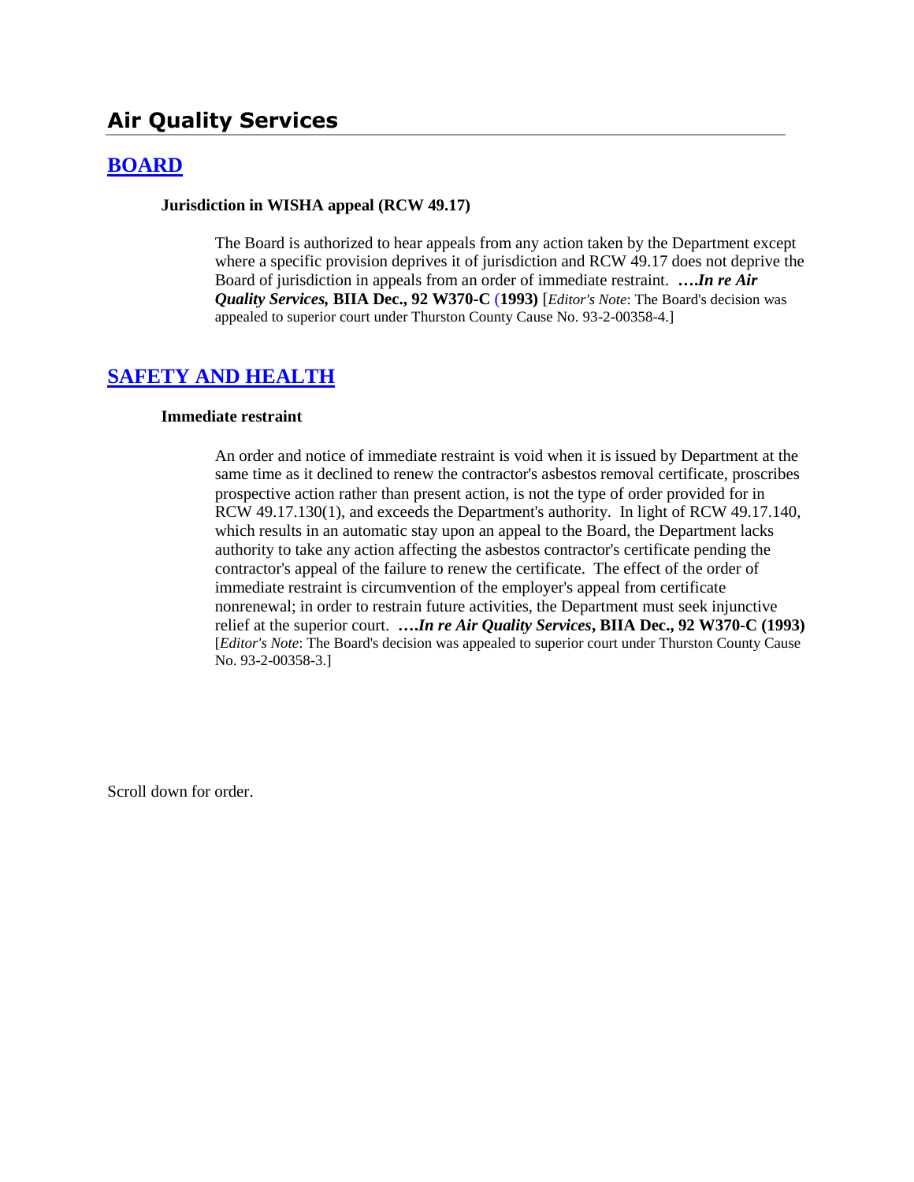# Air Quality Services

## [BOARD]

**Jurisdiction in WISHA appeal (RCW 49.17)**

The Board is authorized to hear appeals from any action taken by the Department except where a specific provision deprives it of jurisdiction and RCW 49.17 does not deprive the Board of jurisdiction in appeals from an order of immediate restraint. ***….In re Air Quality Services,* BIIA Dec., 92 W370-C (1993)** [*Editor's Note*: The Board's decision was appealed to superior court under Thurston County Cause No. 93-2-00358-4.]

## [SAFETY AND HEALTH]

**Immediate restraint**

An order and notice of immediate restraint is void when it is issued by Department at the same time as it declined to renew the contractor's asbestos removal certificate, proscribes prospective action rather than present action, is not the type of order provided for in RCW 49.17.130(1), and exceeds the Department's authority. In light of RCW 49.17.140, which results in an automatic stay upon an appeal to the Board, the Department lacks authority to take any action affecting the asbestos contractor's certificate pending the contractor's appeal of the failure to renew the certificate. The effect of the order of immediate restraint is circumvention of the employer's appeal from certificate nonrenewal; in order to restrain future activities, the Department must seek injunctive relief at the superior court. ***….In re Air Quality Services*, BIIA Dec., 92 W370-C (1993)** [*Editor's Note*: The Board's decision was appealed to superior court under Thurston County Cause No. 93-2-00358-3.]

Scroll down for order.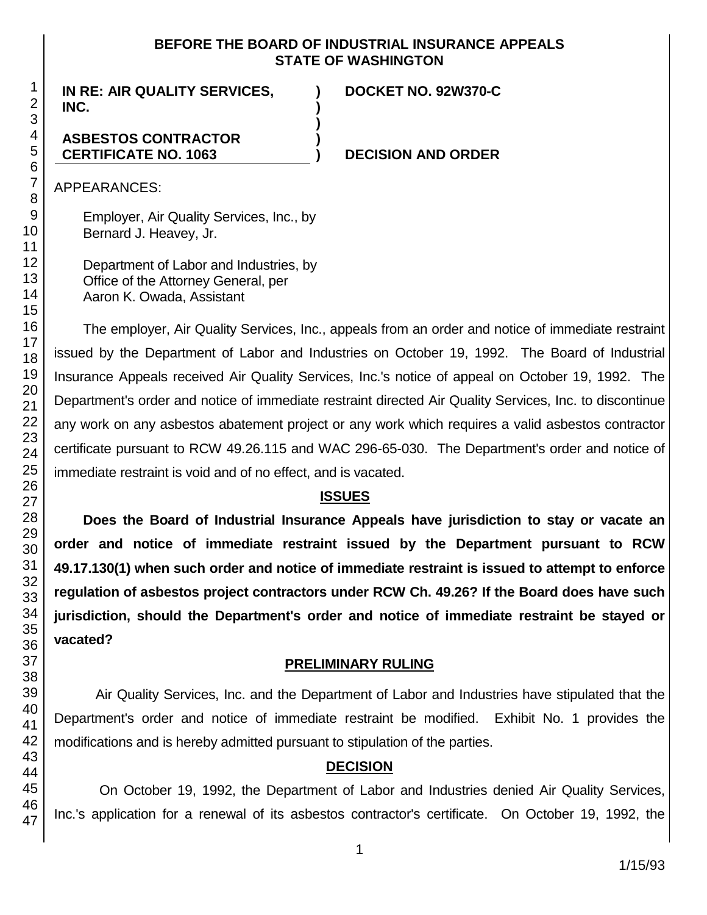**BEFORE THE BOARD OF INDUSTRIAL INSURANCE APPEALS**
**STATE OF WASHINGTON**

| | | |
|---|---|---|
| **IN RE: AIR QUALITY SERVICES, INC.** | **)** | **DOCKET NO. 92W370-C** |
| | **)** | |
| **ASBESTOS CONTRACTOR CERTIFICATE NO. 1063** | **)** | **DECISION AND ORDER** |

APPEARANCES:

Employer, Air Quality Services, Inc., by
Bernard J. Heavey, Jr.

Department of Labor and Industries, by
Office of the Attorney General, per
Aaron K. Owada, Assistant

The employer, Air Quality Services, Inc., appeals from an order and notice of immediate restraint issued by the Department of Labor and Industries on October 19, 1992. The Board of Industrial Insurance Appeals received Air Quality Services, Inc.'s notice of appeal on October 19, 1992. The Department's order and notice of immediate restraint directed Air Quality Services, Inc. to discontinue any work on any asbestos abatement project or any work which requires a valid asbestos contractor certificate pursuant to RCW 49.26.115 and WAC 296-65-030. The Department's order and notice of immediate restraint is void and of no effect, and is vacated.

## ISSUES

**Does the Board of Industrial Insurance Appeals have jurisdiction to stay or vacate an order and notice of immediate restraint issued by the Department pursuant to RCW 49.17.130(1) when such order and notice of immediate restraint is issued to attempt to enforce regulation of asbestos project contractors under RCW Ch. 49.26? If the Board does have such jurisdiction, should the Department's order and notice of immediate restraint be stayed or vacated?**

## PRELIMINARY RULING

Air Quality Services, Inc. and the Department of Labor and Industries have stipulated that the Department's order and notice of immediate restraint be modified. Exhibit No. 1 provides the modifications and is hereby admitted pursuant to stipulation of the parties.

## DECISION

On October 19, 1992, the Department of Labor and Industries denied Air Quality Services, Inc.'s application for a renewal of its asbestos contractor's certificate. On October 19, 1992, the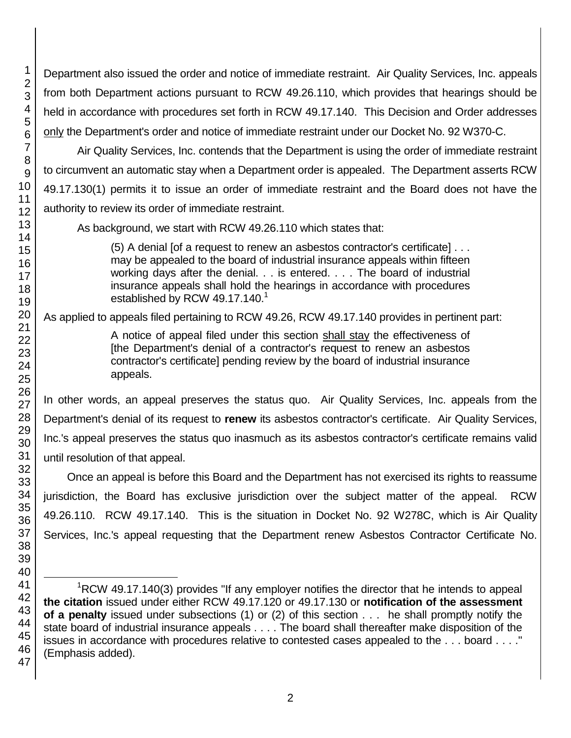Department also issued the order and notice of immediate restraint. Air Quality Services, Inc. appeals from both Department actions pursuant to RCW 49.26.110, which provides that hearings should be held in accordance with procedures set forth in RCW 49.17.140. This Decision and Order addresses only the Department's order and notice of immediate restraint under our Docket No. 92 W370-C.

Air Quality Services, Inc. contends that the Department is using the order of immediate restraint to circumvent an automatic stay when a Department order is appealed. The Department asserts RCW 49.17.130(1) permits it to issue an order of immediate restraint and the Board does not have the authority to review its order of immediate restraint.

As background, we start with RCW 49.26.110 which states that:

> (5) A denial [of a request to renew an asbestos contractor's certificate] . . . may be appealed to the board of industrial insurance appeals within fifteen working days after the denial. . . is entered. . . . The board of industrial insurance appeals shall hold the hearings in accordance with procedures established by RCW 49.17.140.[1]

As applied to appeals filed pertaining to RCW 49.26, RCW 49.17.140 provides in pertinent part:

> A notice of appeal filed under this section shall stay the effectiveness of [the Department's denial of a contractor's request to renew an asbestos contractor's certificate] pending review by the board of industrial insurance appeals.

In other words, an appeal preserves the status quo. Air Quality Services, Inc. appeals from the Department's denial of its request to **renew** its asbestos contractor's certificate. Air Quality Services, Inc.'s appeal preserves the status quo inasmuch as its asbestos contractor's certificate remains valid until resolution of that appeal.

Once an appeal is before this Board and the Department has not exercised its rights to reassume jurisdiction, the Board has exclusive jurisdiction over the subject matter of the appeal. RCW 49.26.110. RCW 49.17.140. This is the situation in Docket No. 92 W278C, which is Air Quality Services, Inc.'s appeal requesting that the Department renew Asbestos Contractor Certificate No.

---

[1] RCW 49.17.140(3) provides "If any employer notifies the director that he intends to appeal **the citation** issued under either RCW 49.17.120 or 49.17.130 or **notification of the assessment of a penalty** issued under subsections (1) or (2) of this section . . . he shall promptly notify the state board of industrial insurance appeals . . . . The board shall thereafter make disposition of the issues in accordance with procedures relative to contested cases appealed to the . . . board . . . ." (Emphasis added).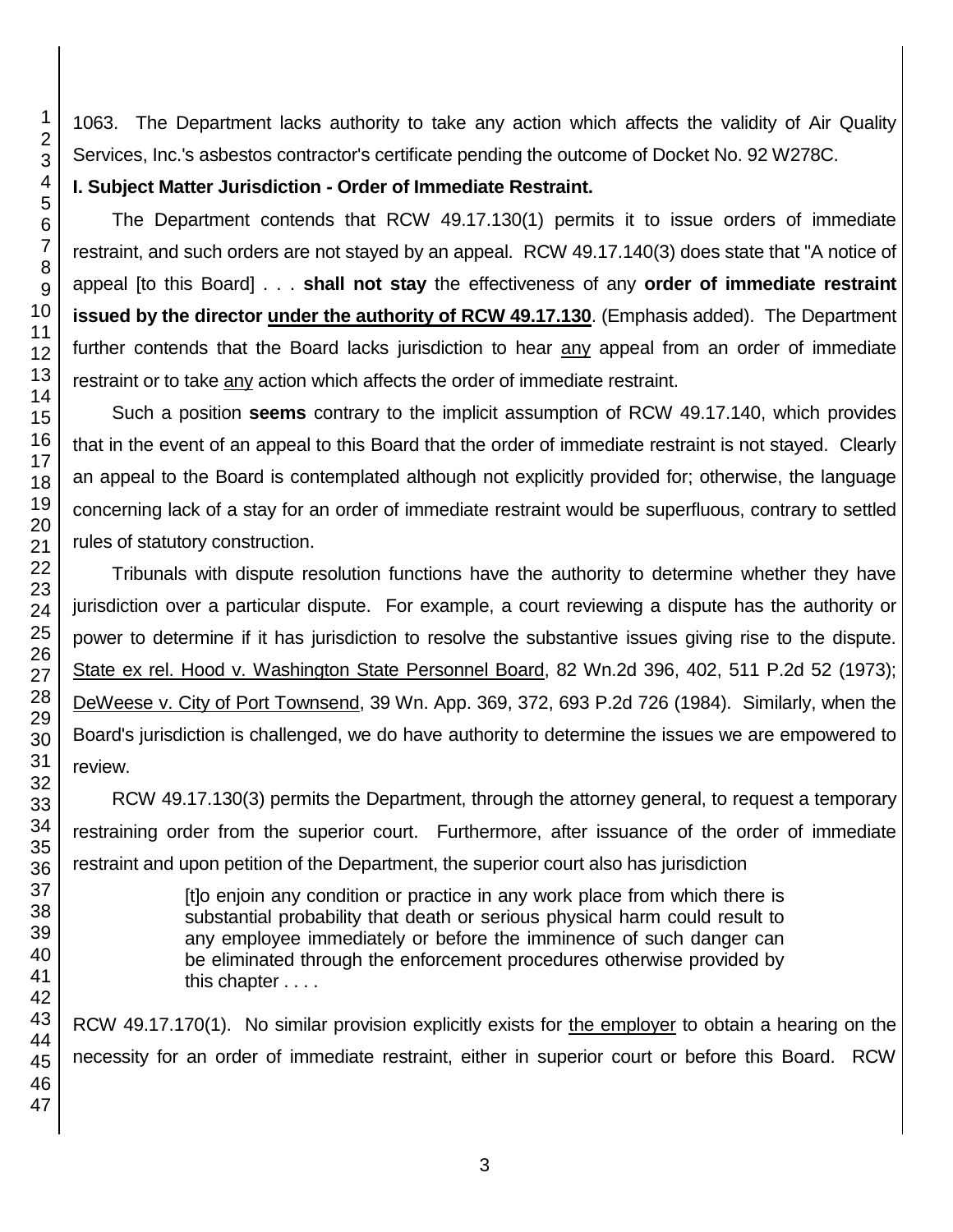1063. The Department lacks authority to take any action which affects the validity of Air Quality Services, Inc.'s asbestos contractor's certificate pending the outcome of Docket No. 92 W278C.

**I. Subject Matter Jurisdiction - Order of Immediate Restraint.**

The Department contends that RCW 49.17.130(1) permits it to issue orders of immediate restraint, and such orders are not stayed by an appeal. RCW 49.17.140(3) does state that "A notice of appeal [to this Board] . . . **shall not stay** the effectiveness of any **order of immediate restraint issued by the director <u>under the authority of RCW 49.17.130</u>**. (Emphasis added). The Department further contends that the Board lacks jurisdiction to hear <u>any</u> appeal from an order of immediate restraint or to take <u>any</u> action which affects the order of immediate restraint.

Such a position **seems** contrary to the implicit assumption of RCW 49.17.140, which provides that in the event of an appeal to this Board that the order of immediate restraint is not stayed. Clearly an appeal to the Board is contemplated although not explicitly provided for; otherwise, the language concerning lack of a stay for an order of immediate restraint would be superfluous, contrary to settled rules of statutory construction.

Tribunals with dispute resolution functions have the authority to determine whether they have jurisdiction over a particular dispute. For example, a court reviewing a dispute has the authority or power to determine if it has jurisdiction to resolve the substantive issues giving rise to the dispute. <u>State ex rel. Hood v. Washington State Personnel Board</u>, 82 Wn.2d 396, 402, 511 P.2d 52 (1973); <u>DeWeese v. City of Port Townsend</u>, 39 Wn. App. 369, 372, 693 P.2d 726 (1984). Similarly, when the Board's jurisdiction is challenged, we do have authority to determine the issues we are empowered to review.

RCW 49.17.130(3) permits the Department, through the attorney general, to request a temporary restraining order from the superior court. Furthermore, after issuance of the order of immediate restraint and upon petition of the Department, the superior court also has jurisdiction

> [t]o enjoin any condition or practice in any work place from which there is substantial probability that death or serious physical harm could result to any employee immediately or before the imminence of such danger can be eliminated through the enforcement procedures otherwise provided by this chapter . . . .

RCW 49.17.170(1). No similar provision explicitly exists for <u>the employer</u> to obtain a hearing on the necessity for an order of immediate restraint, either in superior court or before this Board. RCW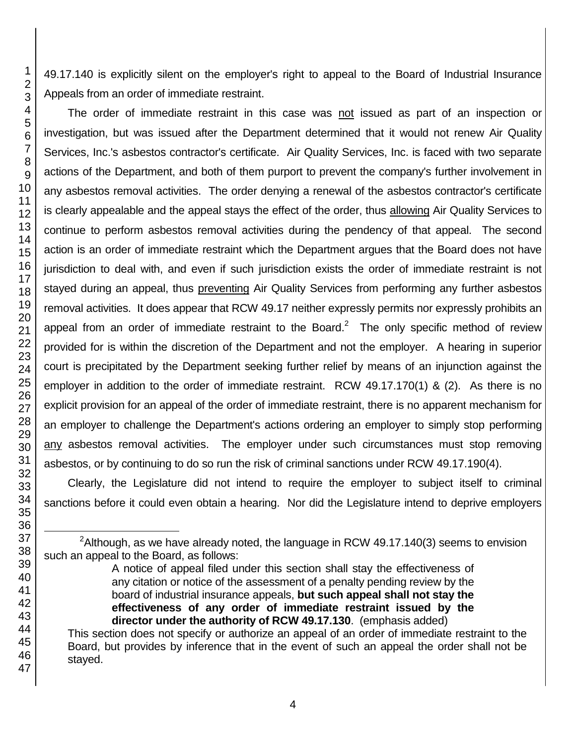49.17.140 is explicitly silent on the employer's right to appeal to the Board of Industrial Insurance Appeals from an order of immediate restraint.

The order of immediate restraint in this case was not issued as part of an inspection or investigation, but was issued after the Department determined that it would not renew Air Quality Services, Inc.'s asbestos contractor's certificate. Air Quality Services, Inc. is faced with two separate actions of the Department, and both of them purport to prevent the company's further involvement in any asbestos removal activities. The order denying a renewal of the asbestos contractor's certificate is clearly appealable and the appeal stays the effect of the order, thus allowing Air Quality Services to continue to perform asbestos removal activities during the pendency of that appeal. The second action is an order of immediate restraint which the Department argues that the Board does not have jurisdiction to deal with, and even if such jurisdiction exists the order of immediate restraint is not stayed during an appeal, thus preventing Air Quality Services from performing any further asbestos removal activities. It does appear that RCW 49.17 neither expressly permits nor expressly prohibits an appeal from an order of immediate restraint to the Board.[2] The only specific method of review provided for is within the discretion of the Department and not the employer. A hearing in superior court is precipitated by the Department seeking further relief by means of an injunction against the employer in addition to the order of immediate restraint. RCW 49.17.170(1) & (2). As there is no explicit provision for an appeal of the order of immediate restraint, there is no apparent mechanism for an employer to challenge the Department's actions ordering an employer to simply stop performing any asbestos removal activities. The employer under such circumstances must stop removing asbestos, or by continuing to do so run the risk of criminal sanctions under RCW 49.17.190(4).

Clearly, the Legislature did not intend to require the employer to subject itself to criminal sanctions before it could even obtain a hearing. Nor did the Legislature intend to deprive employers

---

[2] Although, as we have already noted, the language in RCW 49.17.140(3) seems to envision such an appeal to the Board, as follows:

> A notice of appeal filed under this section shall stay the effectiveness of any citation or notice of the assessment of a penalty pending review by the board of industrial insurance appeals, **but such appeal shall not stay the effectiveness of any order of immediate restraint issued by the director under the authority of RCW 49.17.130**. (emphasis added)

This section does not specify or authorize an appeal of an order of immediate restraint to the Board, but provides by inference that in the event of such an appeal the order shall not be stayed.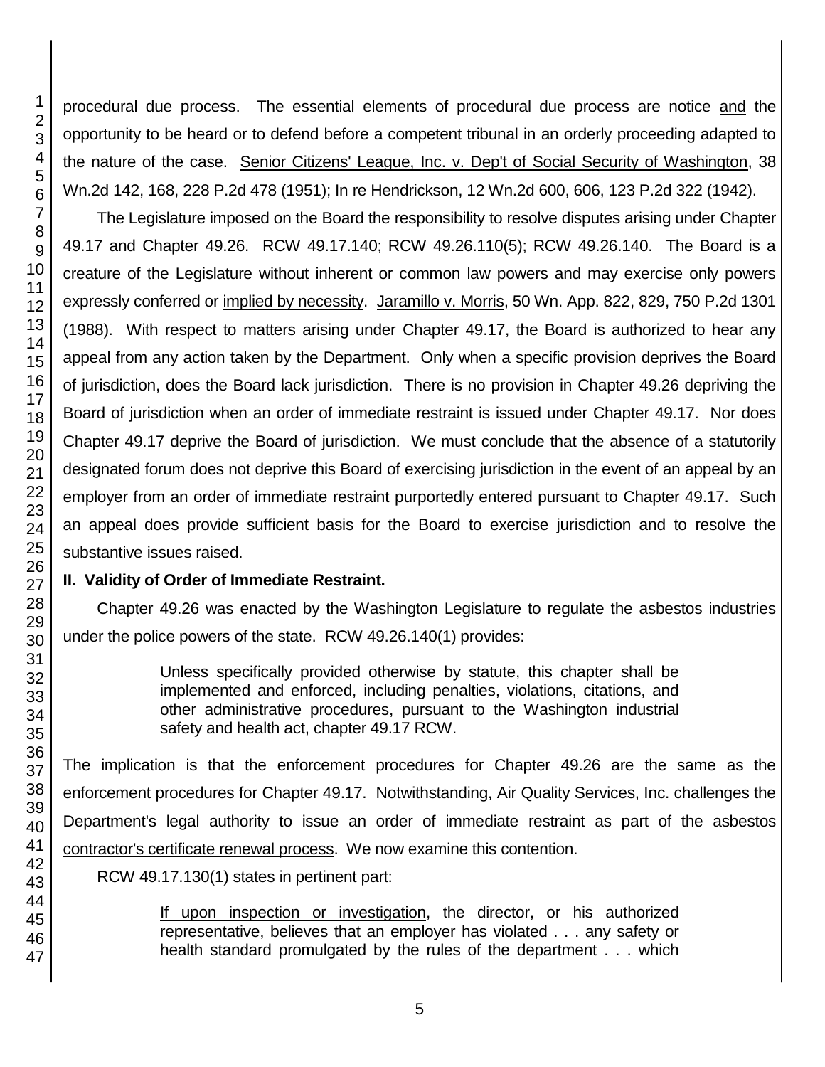procedural due process. The essential elements of procedural due process are notice and the opportunity to be heard or to defend before a competent tribunal in an orderly proceeding adapted to the nature of the case. Senior Citizens' League, Inc. v. Dep't of Social Security of Washington, 38 Wn.2d 142, 168, 228 P.2d 478 (1951); In re Hendrickson, 12 Wn.2d 600, 606, 123 P.2d 322 (1942).

The Legislature imposed on the Board the responsibility to resolve disputes arising under Chapter 49.17 and Chapter 49.26. RCW 49.17.140; RCW 49.26.110(5); RCW 49.26.140. The Board is a creature of the Legislature without inherent or common law powers and may exercise only powers expressly conferred or implied by necessity. Jaramillo v. Morris, 50 Wn. App. 822, 829, 750 P.2d 1301 (1988). With respect to matters arising under Chapter 49.17, the Board is authorized to hear any appeal from any action taken by the Department. Only when a specific provision deprives the Board of jurisdiction, does the Board lack jurisdiction. There is no provision in Chapter 49.26 depriving the Board of jurisdiction when an order of immediate restraint is issued under Chapter 49.17. Nor does Chapter 49.17 deprive the Board of jurisdiction. We must conclude that the absence of a statutorily designated forum does not deprive this Board of exercising jurisdiction in the event of an appeal by an employer from an order of immediate restraint purportedly entered pursuant to Chapter 49.17. Such an appeal does provide sufficient basis for the Board to exercise jurisdiction and to resolve the substantive issues raised.

**II. Validity of Order of Immediate Restraint.**

Chapter 49.26 was enacted by the Washington Legislature to regulate the asbestos industries under the police powers of the state. RCW 49.26.140(1) provides:

> Unless specifically provided otherwise by statute, this chapter shall be implemented and enforced, including penalties, violations, citations, and other administrative procedures, pursuant to the Washington industrial safety and health act, chapter 49.17 RCW.

The implication is that the enforcement procedures for Chapter 49.26 are the same as the enforcement procedures for Chapter 49.17. Notwithstanding, Air Quality Services, Inc. challenges the Department's legal authority to issue an order of immediate restraint as part of the asbestos contractor's certificate renewal process. We now examine this contention.

RCW 49.17.130(1) states in pertinent part:

> If upon inspection or investigation, the director, or his authorized representative, believes that an employer has violated . . . any safety or health standard promulgated by the rules of the department . . . which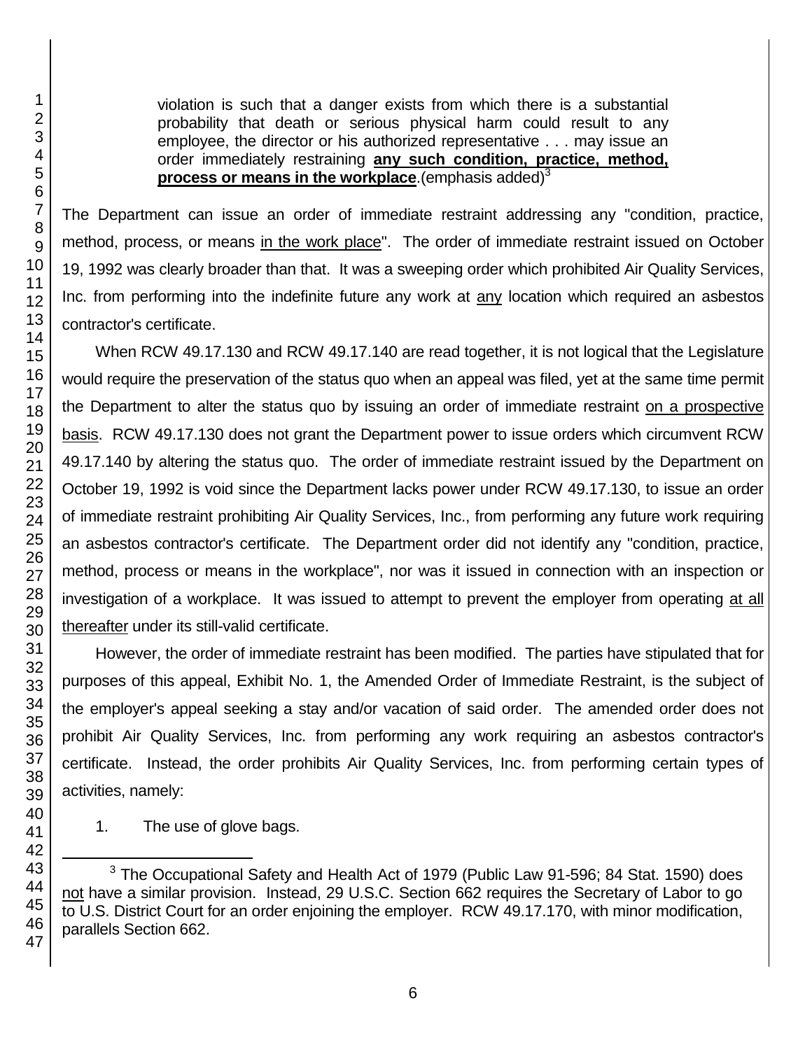> violation is such that a danger exists from which there is a substantial probability that death or serious physical harm could result to any employee, the director or his authorized representative . . . may issue an order immediately restraining **any such condition, practice, method, process or means in the workplace**.(emphasis added)[3]

The Department can issue an order of immediate restraint addressing any "condition, practice, method, process, or means in the work place". The order of immediate restraint issued on October 19, 1992 was clearly broader than that. It was a sweeping order which prohibited Air Quality Services, Inc. from performing into the indefinite future any work at any location which required an asbestos contractor's certificate.

When RCW 49.17.130 and RCW 49.17.140 are read together, it is not logical that the Legislature would require the preservation of the status quo when an appeal was filed, yet at the same time permit the Department to alter the status quo by issuing an order of immediate restraint on a prospective basis. RCW 49.17.130 does not grant the Department power to issue orders which circumvent RCW 49.17.140 by altering the status quo. The order of immediate restraint issued by the Department on October 19, 1992 is void since the Department lacks power under RCW 49.17.130, to issue an order of immediate restraint prohibiting Air Quality Services, Inc., from performing any future work requiring an asbestos contractor's certificate. The Department order did not identify any "condition, practice, method, process or means in the workplace", nor was it issued in connection with an inspection or investigation of a workplace. It was issued to attempt to prevent the employer from operating at all thereafter under its still-valid certificate.

However, the order of immediate restraint has been modified. The parties have stipulated that for purposes of this appeal, Exhibit No. 1, the Amended Order of Immediate Restraint, is the subject of the employer's appeal seeking a stay and/or vacation of said order. The amended order does not prohibit Air Quality Services, Inc. from performing any work requiring an asbestos contractor's certificate. Instead, the order prohibits Air Quality Services, Inc. from performing certain types of activities, namely:

1. The use of glove bags.

---

[3] The Occupational Safety and Health Act of 1979 (Public Law 91-596; 84 Stat. 1590) does not have a similar provision. Instead, 29 U.S.C. Section 662 requires the Secretary of Labor to go to U.S. District Court for an order enjoining the employer. RCW 49.17.170, with minor modification, parallels Section 662.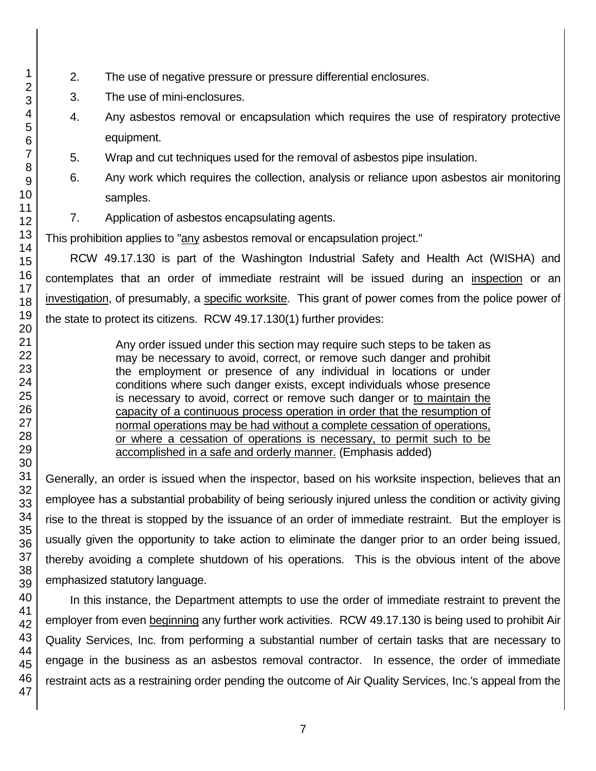2. The use of negative pressure or pressure differential enclosures.
3. The use of mini-enclosures.
4. Any asbestos removal or encapsulation which requires the use of respiratory protective equipment.
5. Wrap and cut techniques used for the removal of asbestos pipe insulation.
6. Any work which requires the collection, analysis or reliance upon asbestos air monitoring samples.
7. Application of asbestos encapsulating agents.

This prohibition applies to "any asbestos removal or encapsulation project."

RCW 49.17.130 is part of the Washington Industrial Safety and Health Act (WISHA) and contemplates that an order of immediate restraint will be issued during an inspection or an investigation, of presumably, a specific worksite. This grant of power comes from the police power of the state to protect its citizens. RCW 49.17.130(1) further provides:

> Any order issued under this section may require such steps to be taken as may be necessary to avoid, correct, or remove such danger and prohibit the employment or presence of any individual in locations or under conditions where such danger exists, except individuals whose presence is necessary to avoid, correct or remove such danger or to maintain the capacity of a continuous process operation in order that the resumption of normal operations may be had without a complete cessation of operations, or where a cessation of operations is necessary, to permit such to be accomplished in a safe and orderly manner. (Emphasis added)

Generally, an order is issued when the inspector, based on his worksite inspection, believes that an employee has a substantial probability of being seriously injured unless the condition or activity giving rise to the threat is stopped by the issuance of an order of immediate restraint. But the employer is usually given the opportunity to take action to eliminate the danger prior to an order being issued, thereby avoiding a complete shutdown of his operations. This is the obvious intent of the above emphasized statutory language.

In this instance, the Department attempts to use the order of immediate restraint to prevent the employer from even beginning any further work activities. RCW 49.17.130 is being used to prohibit Air Quality Services, Inc. from performing a substantial number of certain tasks that are necessary to engage in the business as an asbestos removal contractor. In essence, the order of immediate restraint acts as a restraining order pending the outcome of Air Quality Services, Inc.'s appeal from the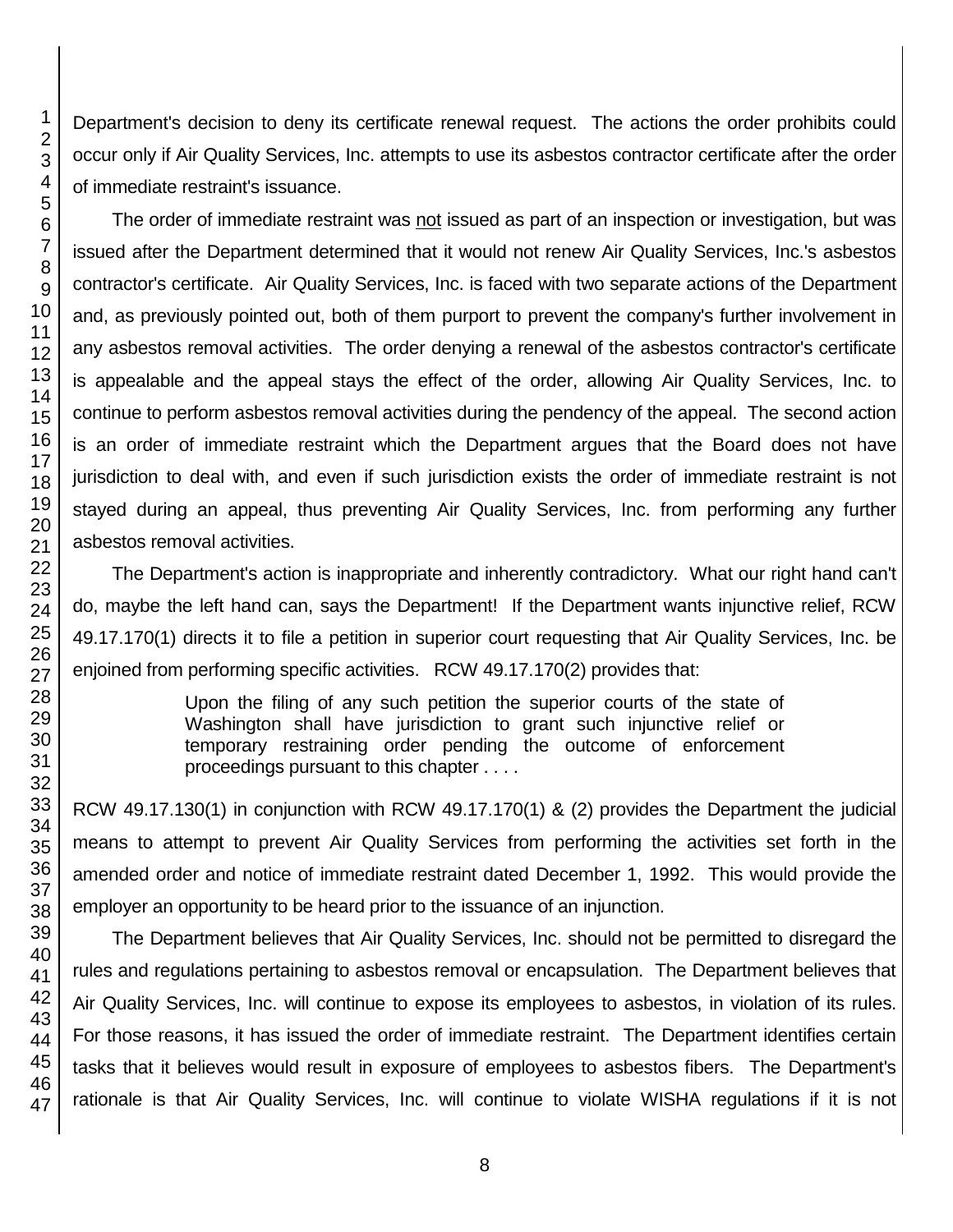Department's decision to deny its certificate renewal request. The actions the order prohibits could occur only if Air Quality Services, Inc. attempts to use its asbestos contractor certificate after the order of immediate restraint's issuance.

The order of immediate restraint was not issued as part of an inspection or investigation, but was issued after the Department determined that it would not renew Air Quality Services, Inc.'s asbestos contractor's certificate. Air Quality Services, Inc. is faced with two separate actions of the Department and, as previously pointed out, both of them purport to prevent the company's further involvement in any asbestos removal activities. The order denying a renewal of the asbestos contractor's certificate is appealable and the appeal stays the effect of the order, allowing Air Quality Services, Inc. to continue to perform asbestos removal activities during the pendency of the appeal. The second action is an order of immediate restraint which the Department argues that the Board does not have jurisdiction to deal with, and even if such jurisdiction exists the order of immediate restraint is not stayed during an appeal, thus preventing Air Quality Services, Inc. from performing any further asbestos removal activities.

The Department's action is inappropriate and inherently contradictory. What our right hand can't do, maybe the left hand can, says the Department! If the Department wants injunctive relief, RCW 49.17.170(1) directs it to file a petition in superior court requesting that Air Quality Services, Inc. be enjoined from performing specific activities. RCW 49.17.170(2) provides that:

> Upon the filing of any such petition the superior courts of the state of Washington shall have jurisdiction to grant such injunctive relief or temporary restraining order pending the outcome of enforcement proceedings pursuant to this chapter . . . .

RCW 49.17.130(1) in conjunction with RCW 49.17.170(1) & (2) provides the Department the judicial means to attempt to prevent Air Quality Services from performing the activities set forth in the amended order and notice of immediate restraint dated December 1, 1992. This would provide the employer an opportunity to be heard prior to the issuance of an injunction.

The Department believes that Air Quality Services, Inc. should not be permitted to disregard the rules and regulations pertaining to asbestos removal or encapsulation. The Department believes that Air Quality Services, Inc. will continue to expose its employees to asbestos, in violation of its rules. For those reasons, it has issued the order of immediate restraint. The Department identifies certain tasks that it believes would result in exposure of employees to asbestos fibers. The Department's rationale is that Air Quality Services, Inc. will continue to violate WISHA regulations if it is not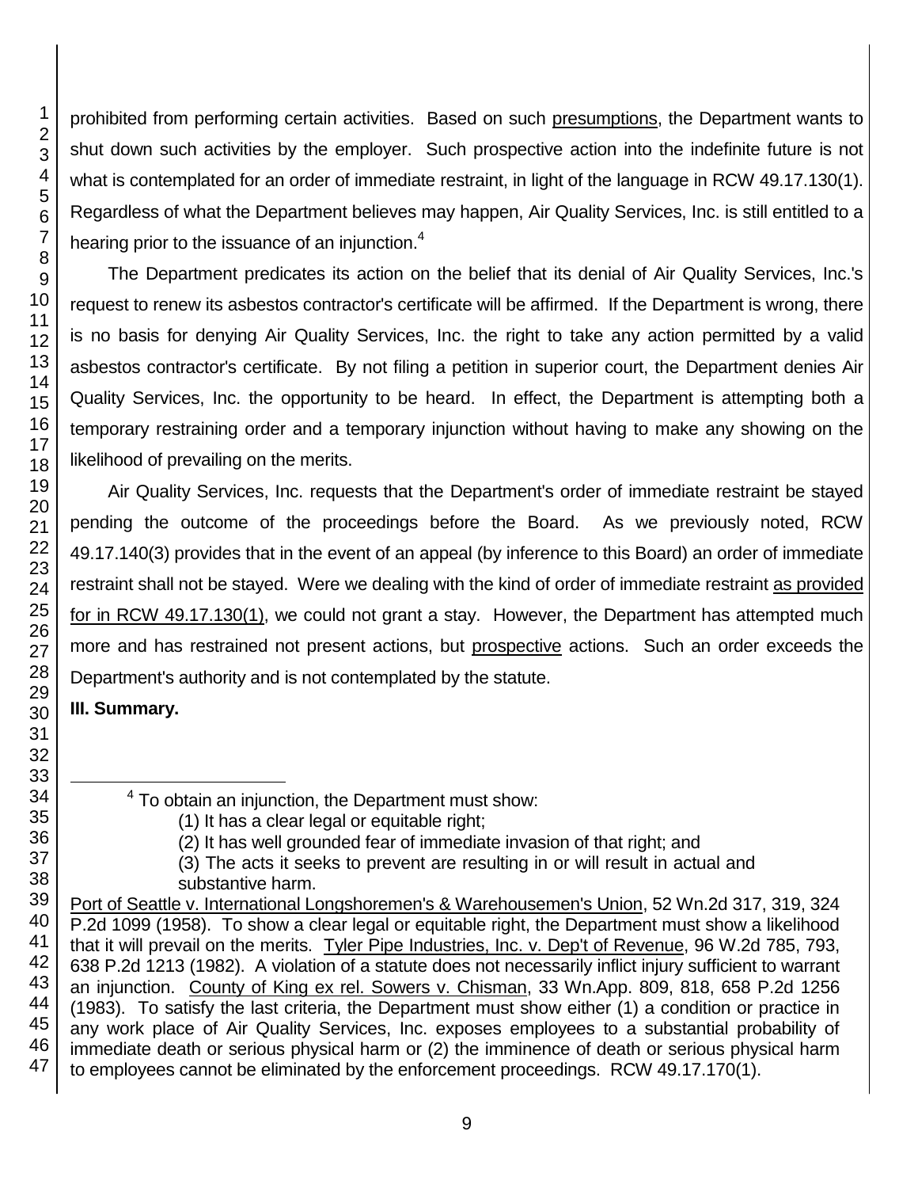prohibited from performing certain activities. Based on such presumptions, the Department wants to shut down such activities by the employer. Such prospective action into the indefinite future is not what is contemplated for an order of immediate restraint, in light of the language in RCW 49.17.130(1). Regardless of what the Department believes may happen, Air Quality Services, Inc. is still entitled to a hearing prior to the issuance of an injunction.[4]

The Department predicates its action on the belief that its denial of Air Quality Services, Inc.'s request to renew its asbestos contractor's certificate will be affirmed. If the Department is wrong, there is no basis for denying Air Quality Services, Inc. the right to take any action permitted by a valid asbestos contractor's certificate. By not filing a petition in superior court, the Department denies Air Quality Services, Inc. the opportunity to be heard. In effect, the Department is attempting both a temporary restraining order and a temporary injunction without having to make any showing on the likelihood of prevailing on the merits.

Air Quality Services, Inc. requests that the Department's order of immediate restraint be stayed pending the outcome of the proceedings before the Board. As we previously noted, RCW 49.17.140(3) provides that in the event of an appeal (by inference to this Board) an order of immediate restraint shall not be stayed. Were we dealing with the kind of order of immediate restraint as provided for in RCW 49.17.130(1), we could not grant a stay. However, the Department has attempted much more and has restrained not present actions, but prospective actions. Such an order exceeds the Department's authority and is not contemplated by the statute.

**III. Summary.**

---

[4] To obtain an injunction, the Department must show:

(1) It has a clear legal or equitable right;

(2) It has well grounded fear of immediate invasion of that right; and

(3) The acts it seeks to prevent are resulting in or will result in actual and substantive harm.

Port of Seattle v. International Longshoremen's & Warehousemen's Union, 52 Wn.2d 317, 319, 324 P.2d 1099 (1958). To show a clear legal or equitable right, the Department must show a likelihood that it will prevail on the merits. Tyler Pipe Industries, Inc. v. Dep't of Revenue, 96 W.2d 785, 793, 638 P.2d 1213 (1982). A violation of a statute does not necessarily inflict injury sufficient to warrant an injunction. County of King ex rel. Sowers v. Chisman, 33 Wn.App. 809, 818, 658 P.2d 1256 (1983). To satisfy the last criteria, the Department must show either (1) a condition or practice in any work place of Air Quality Services, Inc. exposes employees to a substantial probability of immediate death or serious physical harm or (2) the imminence of death or serious physical harm to employees cannot be eliminated by the enforcement proceedings. RCW 49.17.170(1).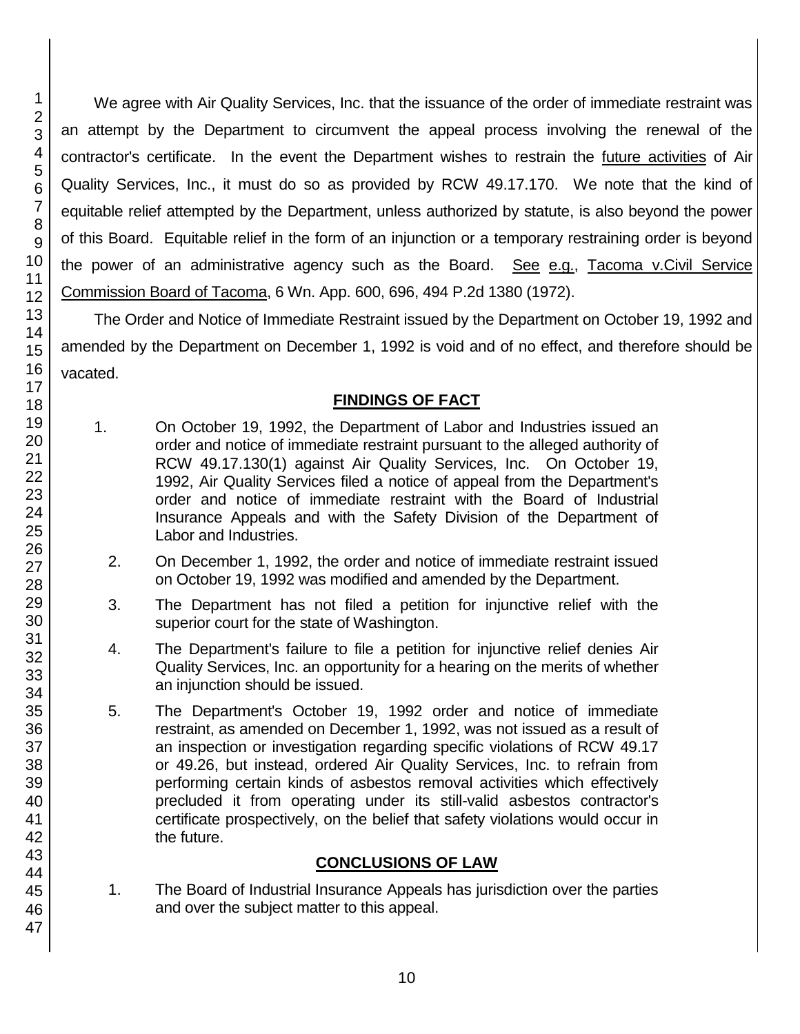We agree with Air Quality Services, Inc. that the issuance of the order of immediate restraint was an attempt by the Department to circumvent the appeal process involving the renewal of the contractor's certificate. In the event the Department wishes to restrain the future activities of Air Quality Services, Inc., it must do so as provided by RCW 49.17.170. We note that the kind of equitable relief attempted by the Department, unless authorized by statute, is also beyond the power of this Board. Equitable relief in the form of an injunction or a temporary restraining order is beyond the power of an administrative agency such as the Board. See e.g., Tacoma v.Civil Service Commission Board of Tacoma, 6 Wn. App. 600, 696, 494 P.2d 1380 (1972).

The Order and Notice of Immediate Restraint issued by the Department on October 19, 1992 and amended by the Department on December 1, 1992 is void and of no effect, and therefore should be vacated.

## FINDINGS OF FACT

1. On October 19, 1992, the Department of Labor and Industries issued an order and notice of immediate restraint pursuant to the alleged authority of RCW 49.17.130(1) against Air Quality Services, Inc. On October 19, 1992, Air Quality Services filed a notice of appeal from the Department's order and notice of immediate restraint with the Board of Industrial Insurance Appeals and with the Safety Division of the Department of Labor and Industries.

2. On December 1, 1992, the order and notice of immediate restraint issued on October 19, 1992 was modified and amended by the Department.

3. The Department has not filed a petition for injunctive relief with the superior court for the state of Washington.

4. The Department's failure to file a petition for injunctive relief denies Air Quality Services, Inc. an opportunity for a hearing on the merits of whether an injunction should be issued.

5. The Department's October 19, 1992 order and notice of immediate restraint, as amended on December 1, 1992, was not issued as a result of an inspection or investigation regarding specific violations of RCW 49.17 or 49.26, but instead, ordered Air Quality Services, Inc. to refrain from performing certain kinds of asbestos removal activities which effectively precluded it from operating under its still-valid asbestos contractor's certificate prospectively, on the belief that safety violations would occur in the future.

## CONCLUSIONS OF LAW

1. The Board of Industrial Insurance Appeals has jurisdiction over the parties and over the subject matter to this appeal.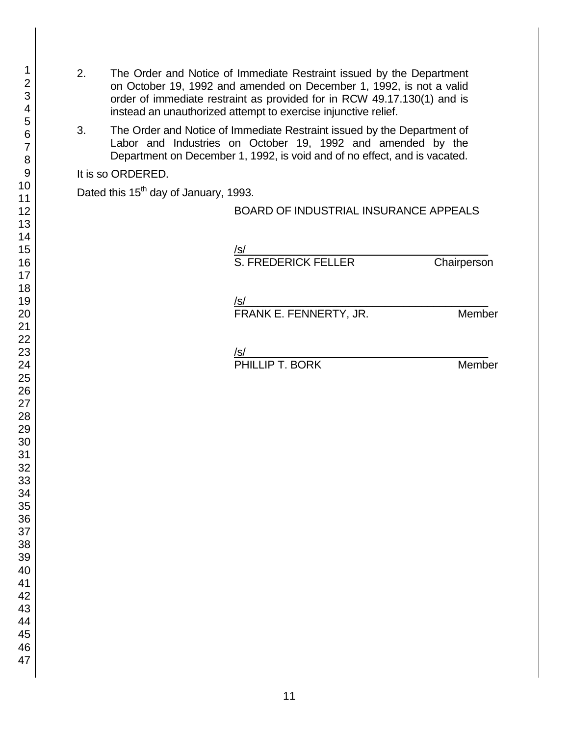2. The Order and Notice of Immediate Restraint issued by the Department on October 19, 1992 and amended on December 1, 1992, is not a valid order of immediate restraint as provided for in RCW 49.17.130(1) and is instead an unauthorized attempt to exercise injunctive relief.

3. The Order and Notice of Immediate Restraint issued by the Department of Labor and Industries on October 19, 1992 and amended by the Department on December 1, 1992, is void and of no effect, and is vacated.

It is so ORDERED.

Dated this 15th day of January, 1993.

BOARD OF INDUSTRIAL INSURANCE APPEALS

/s/
S. FREDERICK FELLER Chairperson

/s/
FRANK E. FENNERTY, JR. Member

/s/
PHILLIP T. BORK Member